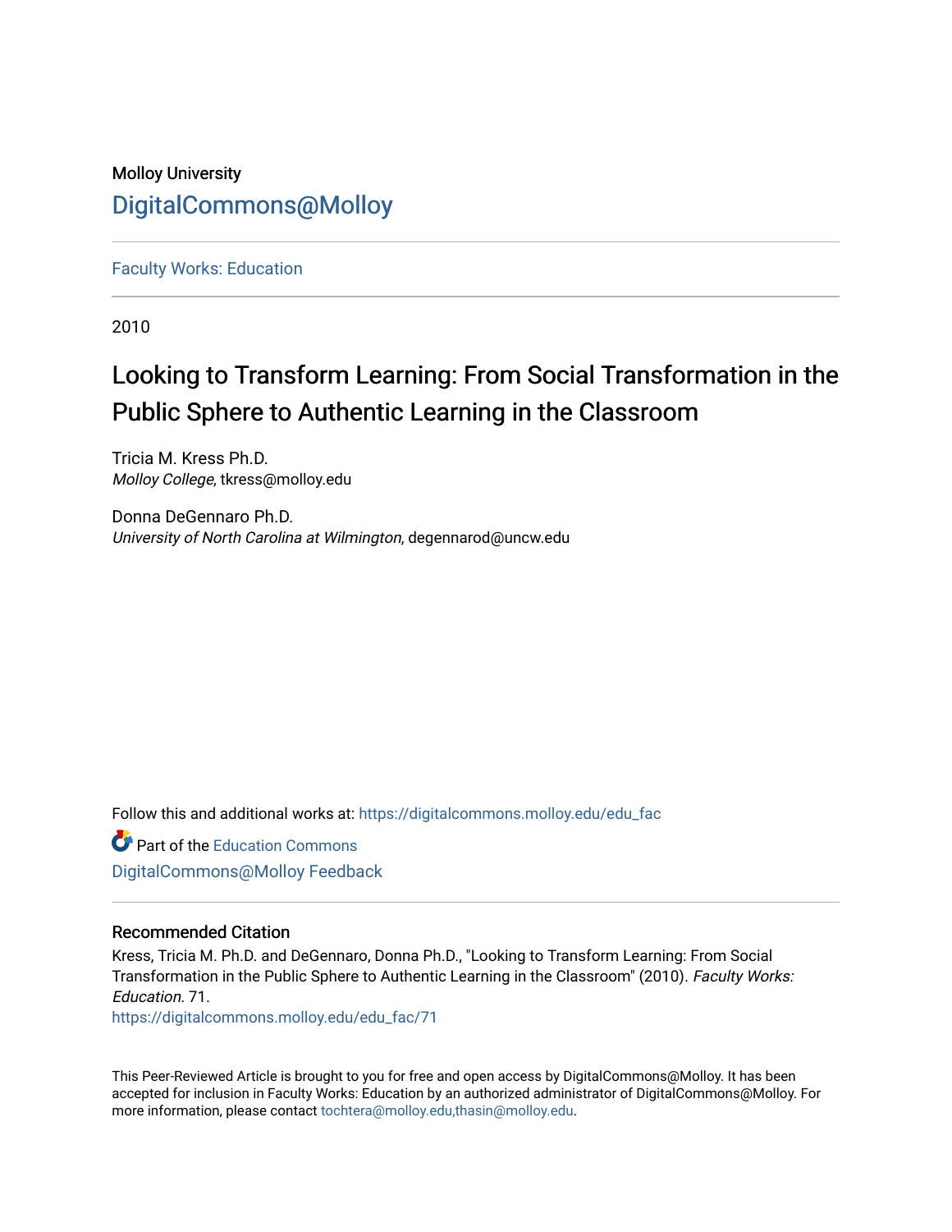Molloy University

## DigitalCommons@Molloy

Faculty Works: Education

2010

# Looking to Transform Learning: From Social Transformation in the Public Sphere to Authentic Learning in the Classroom

Tricia M. Kress Ph.D.
*Molloy College*, tkress@molloy.edu

Donna DeGennaro Ph.D.
*University of North Carolina at Wilmington*, degennarod@uncw.edu

Follow this and additional works at: https://digitalcommons.molloy.edu/edu_fac

Part of the Education Commons

DigitalCommons@Molloy Feedback

### Recommended Citation

Kress, Tricia M. Ph.D. and DeGennaro, Donna Ph.D., "Looking to Transform Learning: From Social Transformation in the Public Sphere to Authentic Learning in the Classroom" (2010). *Faculty Works: Education*. 71.
https://digitalcommons.molloy.edu/edu_fac/71

This Peer-Reviewed Article is brought to you for free and open access by DigitalCommons@Molloy. It has been accepted for inclusion in Faculty Works: Education by an authorized administrator of DigitalCommons@Molloy. For more information, please contact tochtera@molloy.edu,thasin@molloy.edu.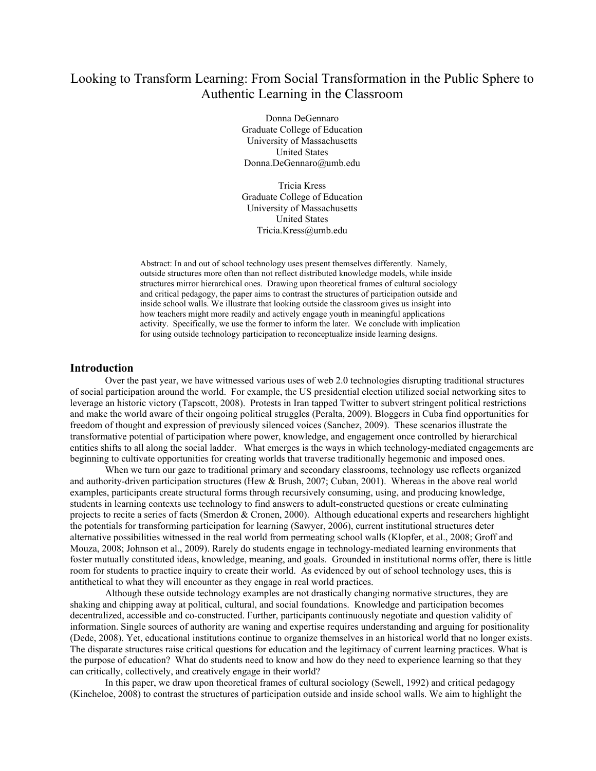# Looking to Transform Learning: From Social Transformation in the Public Sphere to Authentic Learning in the Classroom

Donna DeGennaro
Graduate College of Education
University of Massachusetts
United States
Donna.DeGennaro@umb.edu

Tricia Kress
Graduate College of Education
University of Massachusetts
United States
Tricia.Kress@umb.edu

Abstract: In and out of school technology uses present themselves differently. Namely, outside structures more often than not reflect distributed knowledge models, while inside structures mirror hierarchical ones. Drawing upon theoretical frames of cultural sociology and critical pedagogy, the paper aims to contrast the structures of participation outside and inside school walls. We illustrate that looking outside the classroom gives us insight into how teachers might more readily and actively engage youth in meaningful applications activity. Specifically, we use the former to inform the later. We conclude with implication for using outside technology participation to reconceptualize inside learning designs.

## Introduction

Over the past year, we have witnessed various uses of web 2.0 technologies disrupting traditional structures of social participation around the world. For example, the US presidential election utilized social networking sites to leverage an historic victory (Tapscott, 2008). Protests in Iran tapped Twitter to subvert stringent political restrictions and make the world aware of their ongoing political struggles (Peralta, 2009). Bloggers in Cuba find opportunities for freedom of thought and expression of previously silenced voices (Sanchez, 2009). These scenarios illustrate the transformative potential of participation where power, knowledge, and engagement once controlled by hierarchical entities shifts to all along the social ladder. What emerges is the ways in which technology-mediated engagements are beginning to cultivate opportunities for creating worlds that traverse traditionally hegemonic and imposed ones.

When we turn our gaze to traditional primary and secondary classrooms, technology use reflects organized and authority-driven participation structures (Hew & Brush, 2007; Cuban, 2001). Whereas in the above real world examples, participants create structural forms through recursively consuming, using, and producing knowledge, students in learning contexts use technology to find answers to adult-constructed questions or create culminating projects to recite a series of facts (Smerdon & Cronen, 2000). Although educational experts and researchers highlight the potentials for transforming participation for learning (Sawyer, 2006), current institutional structures deter alternative possibilities witnessed in the real world from permeating school walls (Klopfer, et al., 2008; Groff and Mouza, 2008; Johnson et al., 2009). Rarely do students engage in technology-mediated learning environments that foster mutually constituted ideas, knowledge, meaning, and goals. Grounded in institutional norms offer, there is little room for students to practice inquiry to create their world. As evidenced by out of school technology uses, this is antithetical to what they will encounter as they engage in real world practices.

Although these outside technology examples are not drastically changing normative structures, they are shaking and chipping away at political, cultural, and social foundations. Knowledge and participation becomes decentralized, accessible and co-constructed. Further, participants continuously negotiate and question validity of information. Single sources of authority are waning and expertise requires understanding and arguing for positionality (Dede, 2008). Yet, educational institutions continue to organize themselves in an historical world that no longer exists. The disparate structures raise critical questions for education and the legitimacy of current learning practices. What is the purpose of education? What do students need to know and how do they need to experience learning so that they can critically, collectively, and creatively engage in their world?

In this paper, we draw upon theoretical frames of cultural sociology (Sewell, 1992) and critical pedagogy (Kincheloe, 2008) to contrast the structures of participation outside and inside school walls. We aim to highlight the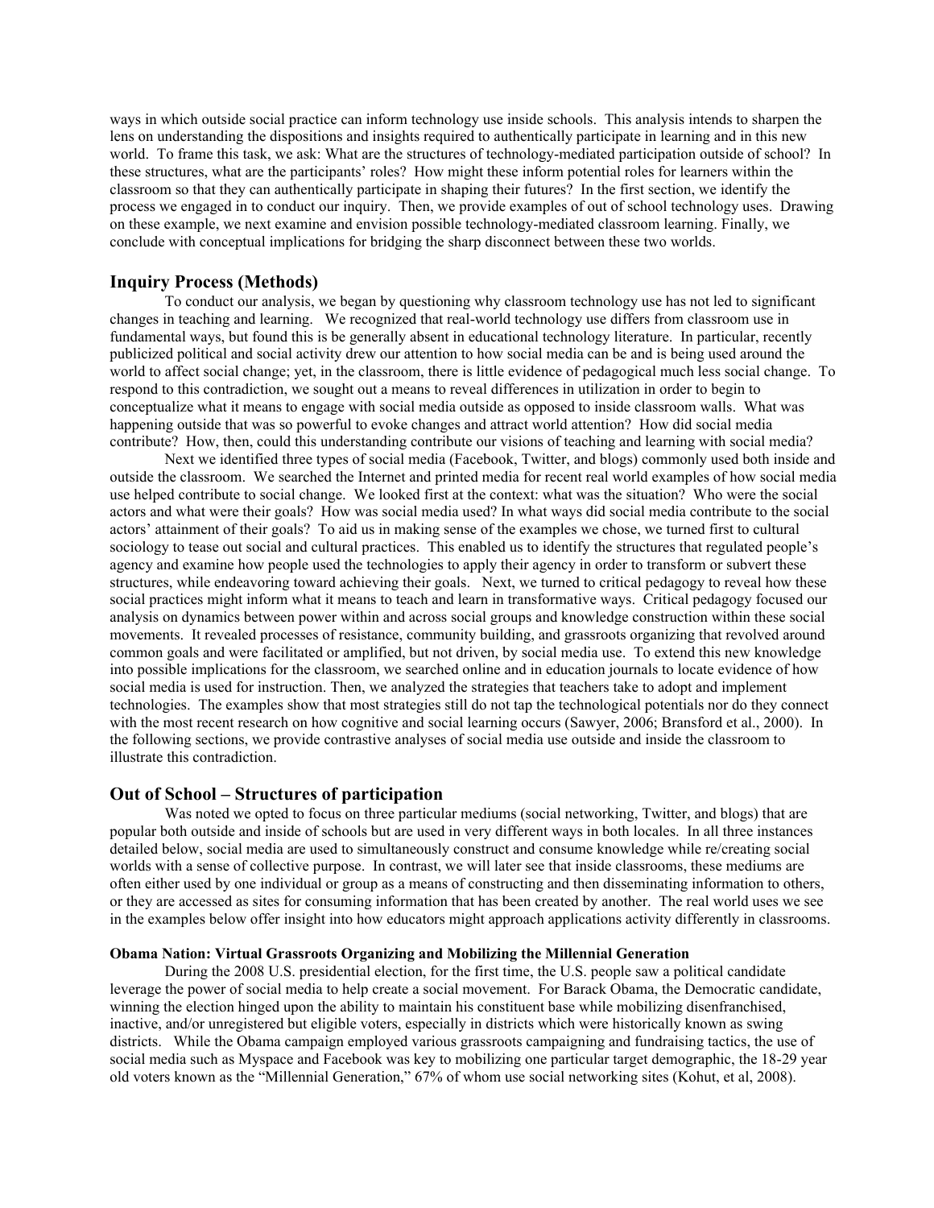ways in which outside social practice can inform technology use inside schools. This analysis intends to sharpen the lens on understanding the dispositions and insights required to authentically participate in learning and in this new world. To frame this task, we ask: What are the structures of technology-mediated participation outside of school? In these structures, what are the participants' roles? How might these inform potential roles for learners within the classroom so that they can authentically participate in shaping their futures? In the first section, we identify the process we engaged in to conduct our inquiry. Then, we provide examples of out of school technology uses. Drawing on these example, we next examine and envision possible technology-mediated classroom learning. Finally, we conclude with conceptual implications for bridging the sharp disconnect between these two worlds.

## Inquiry Process (Methods)

To conduct our analysis, we began by questioning why classroom technology use has not led to significant changes in teaching and learning. We recognized that real-world technology use differs from classroom use in fundamental ways, but found this is be generally absent in educational technology literature. In particular, recently publicized political and social activity drew our attention to how social media can be and is being used around the world to affect social change; yet, in the classroom, there is little evidence of pedagogical much less social change. To respond to this contradiction, we sought out a means to reveal differences in utilization in order to begin to conceptualize what it means to engage with social media outside as opposed to inside classroom walls. What was happening outside that was so powerful to evoke changes and attract world attention? How did social media contribute? How, then, could this understanding contribute our visions of teaching and learning with social media?

Next we identified three types of social media (Facebook, Twitter, and blogs) commonly used both inside and outside the classroom. We searched the Internet and printed media for recent real world examples of how social media use helped contribute to social change. We looked first at the context: what was the situation? Who were the social actors and what were their goals? How was social media used? In what ways did social media contribute to the social actors' attainment of their goals? To aid us in making sense of the examples we chose, we turned first to cultural sociology to tease out social and cultural practices. This enabled us to identify the structures that regulated people's agency and examine how people used the technologies to apply their agency in order to transform or subvert these structures, while endeavoring toward achieving their goals. Next, we turned to critical pedagogy to reveal how these social practices might inform what it means to teach and learn in transformative ways. Critical pedagogy focused our analysis on dynamics between power within and across social groups and knowledge construction within these social movements. It revealed processes of resistance, community building, and grassroots organizing that revolved around common goals and were facilitated or amplified, but not driven, by social media use. To extend this new knowledge into possible implications for the classroom, we searched online and in education journals to locate evidence of how social media is used for instruction. Then, we analyzed the strategies that teachers take to adopt and implement technologies. The examples show that most strategies still do not tap the technological potentials nor do they connect with the most recent research on how cognitive and social learning occurs (Sawyer, 2006; Bransford et al., 2000). In the following sections, we provide contrastive analyses of social media use outside and inside the classroom to illustrate this contradiction.

## Out of School – Structures of participation

Was noted we opted to focus on three particular mediums (social networking, Twitter, and blogs) that are popular both outside and inside of schools but are used in very different ways in both locales. In all three instances detailed below, social media are used to simultaneously construct and consume knowledge while re/creating social worlds with a sense of collective purpose. In contrast, we will later see that inside classrooms, these mediums are often either used by one individual or group as a means of constructing and then disseminating information to others, or they are accessed as sites for consuming information that has been created by another. The real world uses we see in the examples below offer insight into how educators might approach applications activity differently in classrooms.

#### Obama Nation: Virtual Grassroots Organizing and Mobilizing the Millennial Generation

During the 2008 U.S. presidential election, for the first time, the U.S. people saw a political candidate leverage the power of social media to help create a social movement. For Barack Obama, the Democratic candidate, winning the election hinged upon the ability to maintain his constituent base while mobilizing disenfranchised, inactive, and/or unregistered but eligible voters, especially in districts which were historically known as swing districts. While the Obama campaign employed various grassroots campaigning and fundraising tactics, the use of social media such as Myspace and Facebook was key to mobilizing one particular target demographic, the 18-29 year old voters known as the "Millennial Generation," 67% of whom use social networking sites (Kohut, et al, 2008).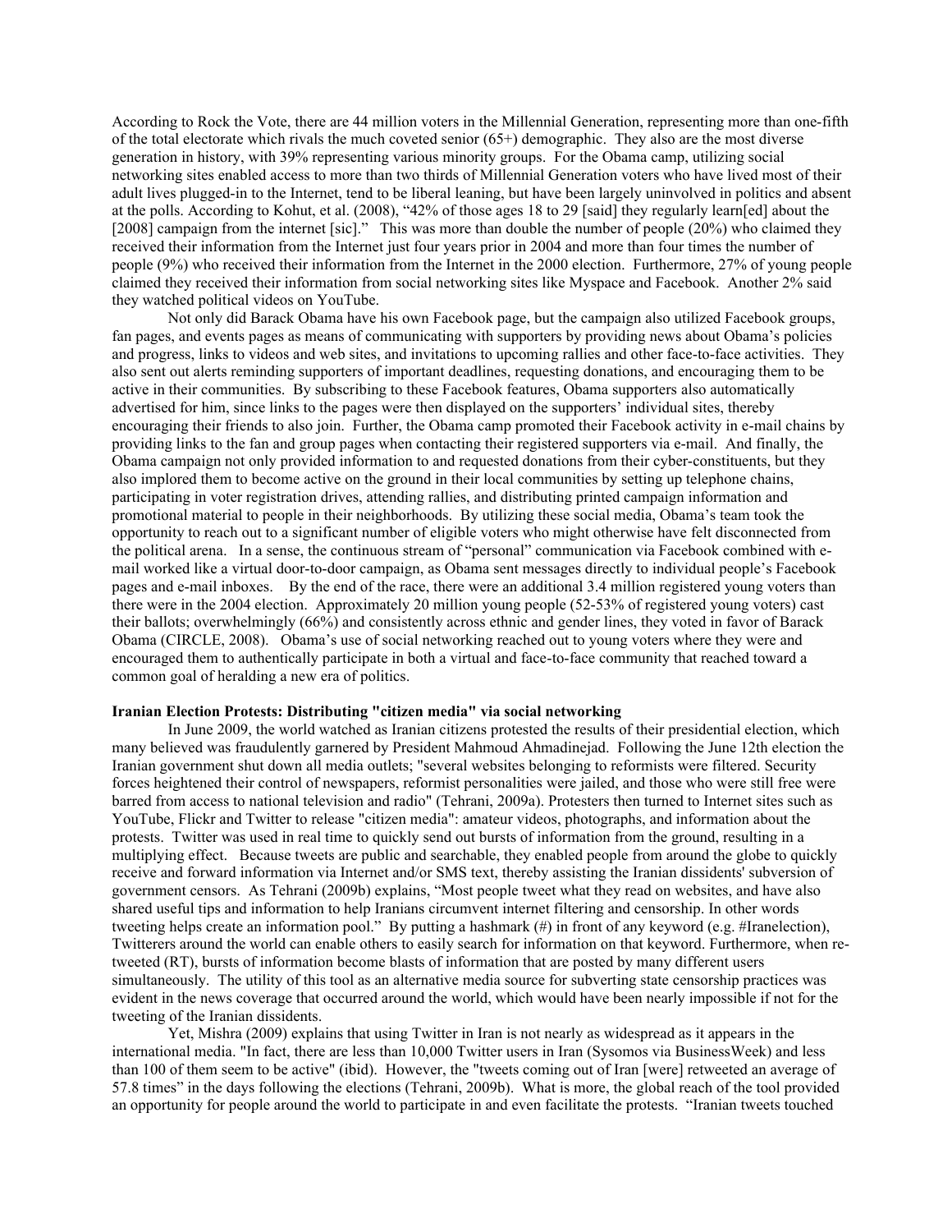According to Rock the Vote, there are 44 million voters in the Millennial Generation, representing more than one-fifth of the total electorate which rivals the much coveted senior (65+) demographic. They also are the most diverse generation in history, with 39% representing various minority groups. For the Obama camp, utilizing social networking sites enabled access to more than two thirds of Millennial Generation voters who have lived most of their adult lives plugged-in to the Internet, tend to be liberal leaning, but have been largely uninvolved in politics and absent at the polls. According to Kohut, et al. (2008), "42% of those ages 18 to 29 [said] they regularly learn[ed] about the [2008] campaign from the internet [sic]." This was more than double the number of people (20%) who claimed they received their information from the Internet just four years prior in 2004 and more than four times the number of people (9%) who received their information from the Internet in the 2000 election. Furthermore, 27% of young people claimed they received their information from social networking sites like Myspace and Facebook. Another 2% said they watched political videos on YouTube.

Not only did Barack Obama have his own Facebook page, but the campaign also utilized Facebook groups, fan pages, and events pages as means of communicating with supporters by providing news about Obama's policies and progress, links to videos and web sites, and invitations to upcoming rallies and other face-to-face activities. They also sent out alerts reminding supporters of important deadlines, requesting donations, and encouraging them to be active in their communities. By subscribing to these Facebook features, Obama supporters also automatically advertised for him, since links to the pages were then displayed on the supporters' individual sites, thereby encouraging their friends to also join. Further, the Obama camp promoted their Facebook activity in e-mail chains by providing links to the fan and group pages when contacting their registered supporters via e-mail. And finally, the Obama campaign not only provided information to and requested donations from their cyber-constituents, but they also implored them to become active on the ground in their local communities by setting up telephone chains, participating in voter registration drives, attending rallies, and distributing printed campaign information and promotional material to people in their neighborhoods. By utilizing these social media, Obama's team took the opportunity to reach out to a significant number of eligible voters who might otherwise have felt disconnected from the political arena. In a sense, the continuous stream of "personal" communication via Facebook combined with e-mail worked like a virtual door-to-door campaign, as Obama sent messages directly to individual people's Facebook pages and e-mail inboxes. By the end of the race, there were an additional 3.4 million registered young voters than there were in the 2004 election. Approximately 20 million young people (52-53% of registered young voters) cast their ballots; overwhelmingly (66%) and consistently across ethnic and gender lines, they voted in favor of Barack Obama (CIRCLE, 2008). Obama's use of social networking reached out to young voters where they were and encouraged them to authentically participate in both a virtual and face-to-face community that reached toward a common goal of heralding a new era of politics.

**Iranian Election Protests: Distributing "citizen media" via social networking**

In June 2009, the world watched as Iranian citizens protested the results of their presidential election, which many believed was fraudulently garnered by President Mahmoud Ahmadinejad. Following the June 12th election the Iranian government shut down all media outlets; "several websites belonging to reformists were filtered. Security forces heightened their control of newspapers, reformist personalities were jailed, and those who were still free were barred from access to national television and radio" (Tehrani, 2009a). Protesters then turned to Internet sites such as YouTube, Flickr and Twitter to release "citizen media": amateur videos, photographs, and information about the protests. Twitter was used in real time to quickly send out bursts of information from the ground, resulting in a multiplying effect. Because tweets are public and searchable, they enabled people from around the globe to quickly receive and forward information via Internet and/or SMS text, thereby assisting the Iranian dissidents' subversion of government censors. As Tehrani (2009b) explains, "Most people tweet what they read on websites, and have also shared useful tips and information to help Iranians circumvent internet filtering and censorship. In other words tweeting helps create an information pool." By putting a hashmark (#) in front of any keyword (e.g. #Iranelection), Twitterers around the world can enable others to easily search for information on that keyword. Furthermore, when re-tweeted (RT), bursts of information become blasts of information that are posted by many different users simultaneously. The utility of this tool as an alternative media source for subverting state censorship practices was evident in the news coverage that occurred around the world, which would have been nearly impossible if not for the tweeting of the Iranian dissidents.

Yet, Mishra (2009) explains that using Twitter in Iran is not nearly as widespread as it appears in the international media. "In fact, there are less than 10,000 Twitter users in Iran (Sysomos via BusinessWeek) and less than 100 of them seem to be active" (ibid). However, the "tweets coming out of Iran [were] retweeted an average of 57.8 times" in the days following the elections (Tehrani, 2009b). What is more, the global reach of the tool provided an opportunity for people around the world to participate in and even facilitate the protests. "Iranian tweets touched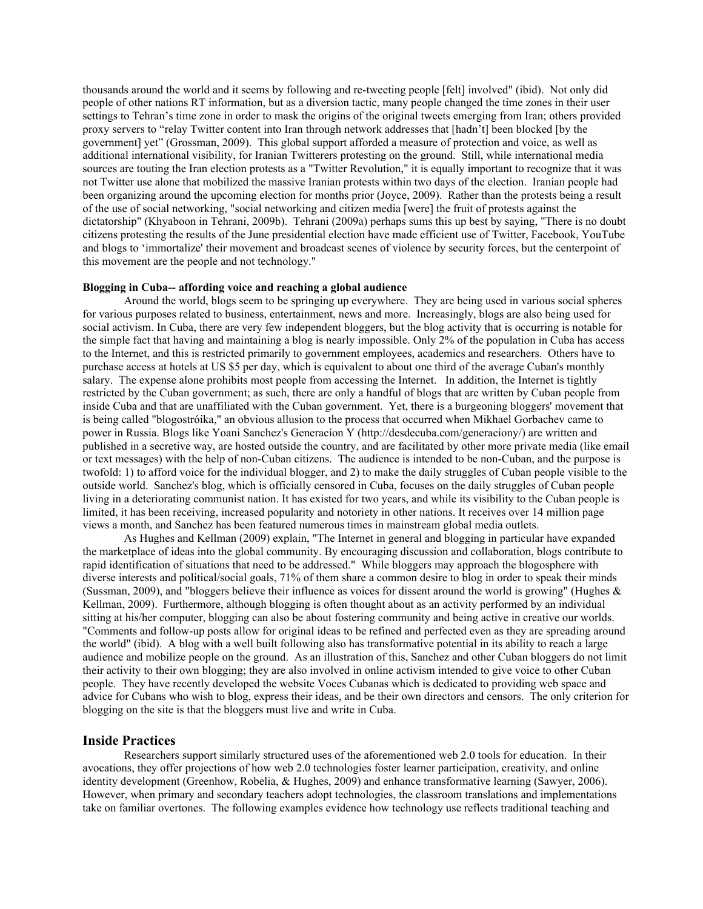thousands around the world and it seems by following and re-tweeting people [felt] involved" (ibid). Not only did people of other nations RT information, but as a diversion tactic, many people changed the time zones in their user settings to Tehran's time zone in order to mask the origins of the original tweets emerging from Iran; others provided proxy servers to "relay Twitter content into Iran through network addresses that [hadn't] been blocked [by the government] yet" (Grossman, 2009). This global support afforded a measure of protection and voice, as well as additional international visibility, for Iranian Twitterers protesting on the ground. Still, while international media sources are touting the Iran election protests as a "Twitter Revolution," it is equally important to recognize that it was not Twitter use alone that mobilized the massive Iranian protests within two days of the election. Iranian people had been organizing around the upcoming election for months prior (Joyce, 2009). Rather than the protests being a result of the use of social networking, "social networking and citizen media [were] the fruit of protests against the dictatorship" (Khyaboon in Tehrani, 2009b). Tehrani (2009a) perhaps sums this up best by saying, "There is no doubt citizens protesting the results of the June presidential election have made efficient use of Twitter, Facebook, YouTube and blogs to 'immortalize' their movement and broadcast scenes of violence by security forces, but the centerpoint of this movement are the people and not technology."

**Blogging in Cuba-- affording voice and reaching a global audience**

Around the world, blogs seem to be springing up everywhere. They are being used in various social spheres for various purposes related to business, entertainment, news and more. Increasingly, blogs are also being used for social activism. In Cuba, there are very few independent bloggers, but the blog activity that is occurring is notable for the simple fact that having and maintaining a blog is nearly impossible. Only 2% of the population in Cuba has access to the Internet, and this is restricted primarily to government employees, academics and researchers. Others have to purchase access at hotels at US $5 per day, which is equivalent to about one third of the average Cuban's monthly salary. The expense alone prohibits most people from accessing the Internet. In addition, the Internet is tightly restricted by the Cuban government; as such, there are only a handful of blogs that are written by Cuban people from inside Cuba and that are unaffiliated with the Cuban government. Yet, there is a burgeoning bloggers' movement that is being called "blogostróika," an obvious allusion to the process that occurred when Mikhael Gorbachev came to power in Russia. Blogs like Yoani Sanchez's Generacíon Y (http://desdecuba.com/generaciony/) are written and published in a secretive way, are hosted outside the country, and are facilitated by other more private media (like email or text messages) with the help of non-Cuban citizens. The audience is intended to be non-Cuban, and the purpose is twofold: 1) to afford voice for the individual blogger, and 2) to make the daily struggles of Cuban people visible to the outside world. Sanchez's blog, which is officially censored in Cuba, focuses on the daily struggles of Cuban people living in a deteriorating communist nation. It has existed for two years, and while its visibility to the Cuban people is limited, it has been receiving, increased popularity and notoriety in other nations. It receives over 14 million page views a month, and Sanchez has been featured numerous times in mainstream global media outlets.

As Hughes and Kellman (2009) explain, "The Internet in general and blogging in particular have expanded the marketplace of ideas into the global community. By encouraging discussion and collaboration, blogs contribute to rapid identification of situations that need to be addressed." While bloggers may approach the blogosphere with diverse interests and political/social goals, 71% of them share a common desire to blog in order to speak their minds (Sussman, 2009), and "bloggers believe their influence as voices for dissent around the world is growing" (Hughes & Kellman, 2009). Furthermore, although blogging is often thought about as an activity performed by an individual sitting at his/her computer, blogging can also be about fostering community and being active in creative our worlds. "Comments and follow-up posts allow for original ideas to be refined and perfected even as they are spreading around the world" (ibid). A blog with a well built following also has transformative potential in its ability to reach a large audience and mobilize people on the ground. As an illustration of this, Sanchez and other Cuban bloggers do not limit their activity to their own blogging; they are also involved in online activism intended to give voice to other Cuban people. They have recently developed the website Voces Cubanas which is dedicated to providing web space and advice for Cubans who wish to blog, express their ideas, and be their own directors and censors. The only criterion for blogging on the site is that the bloggers must live and write in Cuba.

## Inside Practices

Researchers support similarly structured uses of the aforementioned web 2.0 tools for education. In their avocations, they offer projections of how web 2.0 technologies foster learner participation, creativity, and online identity development (Greenhow, Robelia, & Hughes, 2009) and enhance transformative learning (Sawyer, 2006). However, when primary and secondary teachers adopt technologies, the classroom translations and implementations take on familiar overtones. The following examples evidence how technology use reflects traditional teaching and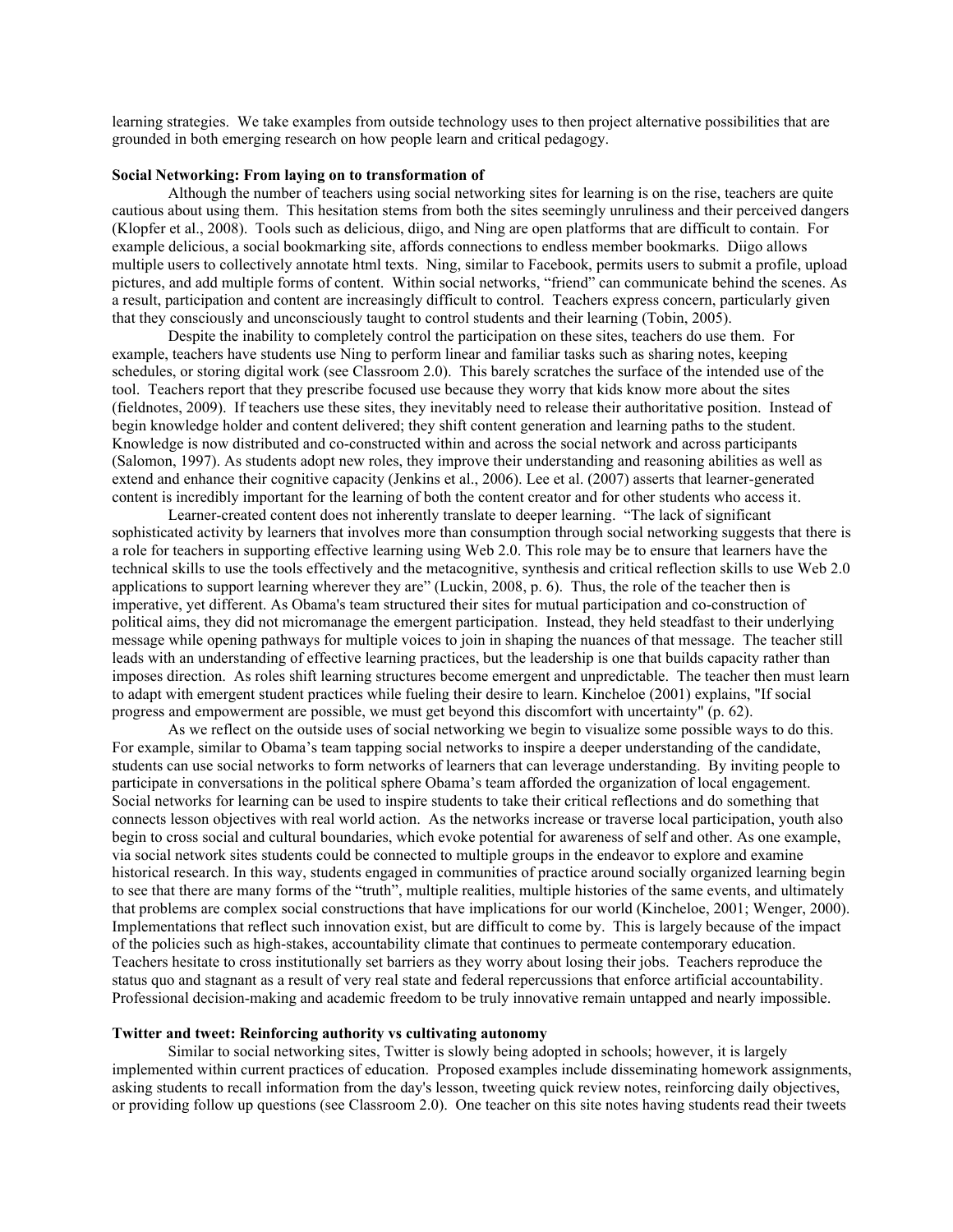learning strategies. We take examples from outside technology uses to then project alternative possibilities that are grounded in both emerging research on how people learn and critical pedagogy.

**Social Networking: From laying on to transformation of**

Although the number of teachers using social networking sites for learning is on the rise, teachers are quite cautious about using them. This hesitation stems from both the sites seemingly unruliness and their perceived dangers (Klopfer et al., 2008). Tools such as delicious, diigo, and Ning are open platforms that are difficult to contain. For example delicious, a social bookmarking site, affords connections to endless member bookmarks. Diigo allows multiple users to collectively annotate html texts. Ning, similar to Facebook, permits users to submit a profile, upload pictures, and add multiple forms of content. Within social networks, "friend" can communicate behind the scenes. As a result, participation and content are increasingly difficult to control. Teachers express concern, particularly given that they consciously and unconsciously taught to control students and their learning (Tobin, 2005).

Despite the inability to completely control the participation on these sites, teachers do use them. For example, teachers have students use Ning to perform linear and familiar tasks such as sharing notes, keeping schedules, or storing digital work (see Classroom 2.0). This barely scratches the surface of the intended use of the tool. Teachers report that they prescribe focused use because they worry that kids know more about the sites (fieldnotes, 2009). If teachers use these sites, they inevitably need to release their authoritative position. Instead of begin knowledge holder and content delivered; they shift content generation and learning paths to the student. Knowledge is now distributed and co-constructed within and across the social network and across participants (Salomon, 1997). As students adopt new roles, they improve their understanding and reasoning abilities as well as extend and enhance their cognitive capacity (Jenkins et al., 2006). Lee et al. (2007) asserts that learner-generated content is incredibly important for the learning of both the content creator and for other students who access it.

Learner-created content does not inherently translate to deeper learning. "The lack of significant sophisticated activity by learners that involves more than consumption through social networking suggests that there is a role for teachers in supporting effective learning using Web 2.0. This role may be to ensure that learners have the technical skills to use the tools effectively and the metacognitive, synthesis and critical reflection skills to use Web 2.0 applications to support learning wherever they are" (Luckin, 2008, p. 6). Thus, the role of the teacher then is imperative, yet different. As Obama's team structured their sites for mutual participation and co-construction of political aims, they did not micromanage the emergent participation. Instead, they held steadfast to their underlying message while opening pathways for multiple voices to join in shaping the nuances of that message. The teacher still leads with an understanding of effective learning practices, but the leadership is one that builds capacity rather than imposes direction. As roles shift learning structures become emergent and unpredictable. The teacher then must learn to adapt with emergent student practices while fueling their desire to learn. Kincheloe (2001) explains, "If social progress and empowerment are possible, we must get beyond this discomfort with uncertainty" (p. 62).

As we reflect on the outside uses of social networking we begin to visualize some possible ways to do this. For example, similar to Obama's team tapping social networks to inspire a deeper understanding of the candidate, students can use social networks to form networks of learners that can leverage understanding. By inviting people to participate in conversations in the political sphere Obama's team afforded the organization of local engagement. Social networks for learning can be used to inspire students to take their critical reflections and do something that connects lesson objectives with real world action. As the networks increase or traverse local participation, youth also begin to cross social and cultural boundaries, which evoke potential for awareness of self and other. As one example, via social network sites students could be connected to multiple groups in the endeavor to explore and examine historical research. In this way, students engaged in communities of practice around socially organized learning begin to see that there are many forms of the "truth", multiple realities, multiple histories of the same events, and ultimately that problems are complex social constructions that have implications for our world (Kincheloe, 2001; Wenger, 2000). Implementations that reflect such innovation exist, but are difficult to come by. This is largely because of the impact of the policies such as high-stakes, accountability climate that continues to permeate contemporary education. Teachers hesitate to cross institutionally set barriers as they worry about losing their jobs. Teachers reproduce the status quo and stagnant as a result of very real state and federal repercussions that enforce artificial accountability. Professional decision-making and academic freedom to be truly innovative remain untapped and nearly impossible.

**Twitter and tweet: Reinforcing authority vs cultivating autonomy**

Similar to social networking sites, Twitter is slowly being adopted in schools; however, it is largely implemented within current practices of education. Proposed examples include disseminating homework assignments, asking students to recall information from the day's lesson, tweeting quick review notes, reinforcing daily objectives, or providing follow up questions (see Classroom 2.0). One teacher on this site notes having students read their tweets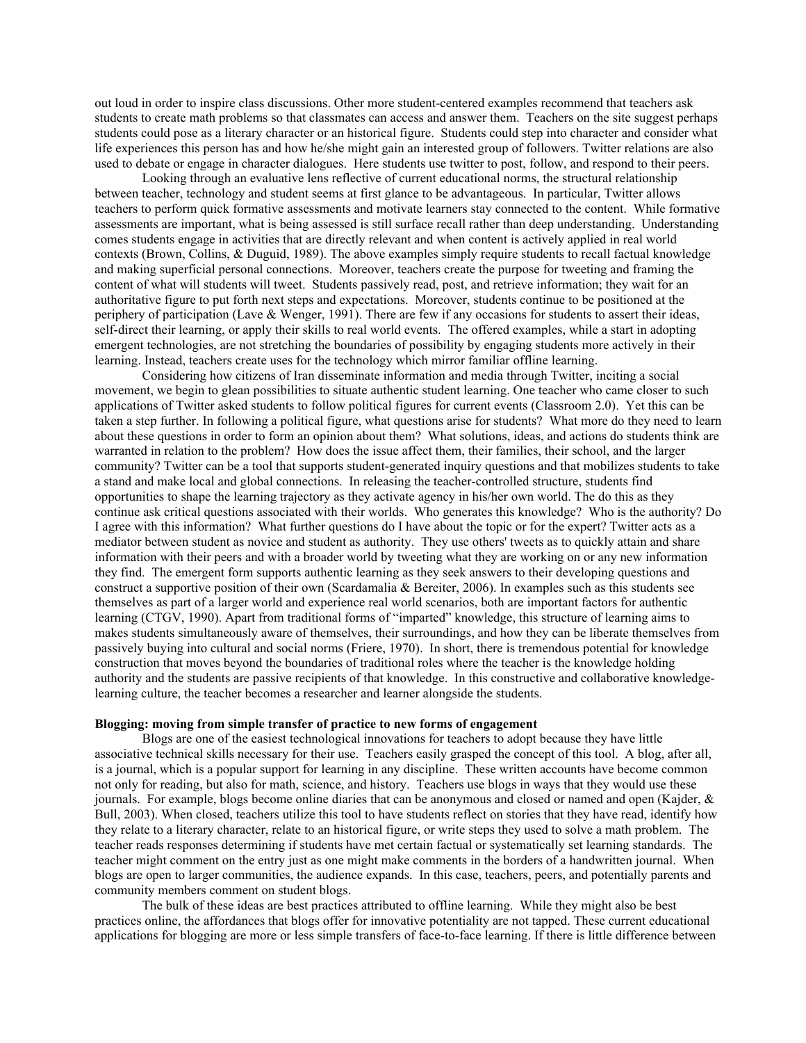out loud in order to inspire class discussions. Other more student-centered examples recommend that teachers ask students to create math problems so that classmates can access and answer them. Teachers on the site suggest perhaps students could pose as a literary character or an historical figure. Students could step into character and consider what life experiences this person has and how he/she might gain an interested group of followers. Twitter relations are also used to debate or engage in character dialogues. Here students use twitter to post, follow, and respond to their peers.

Looking through an evaluative lens reflective of current educational norms, the structural relationship between teacher, technology and student seems at first glance to be advantageous. In particular, Twitter allows teachers to perform quick formative assessments and motivate learners stay connected to the content. While formative assessments are important, what is being assessed is still surface recall rather than deep understanding. Understanding comes students engage in activities that are directly relevant and when content is actively applied in real world contexts (Brown, Collins, & Duguid, 1989). The above examples simply require students to recall factual knowledge and making superficial personal connections. Moreover, teachers create the purpose for tweeting and framing the content of what will students will tweet. Students passively read, post, and retrieve information; they wait for an authoritative figure to put forth next steps and expectations. Moreover, students continue to be positioned at the periphery of participation (Lave & Wenger, 1991). There are few if any occasions for students to assert their ideas, self-direct their learning, or apply their skills to real world events. The offered examples, while a start in adopting emergent technologies, are not stretching the boundaries of possibility by engaging students more actively in their learning. Instead, teachers create uses for the technology which mirror familiar offline learning.

Considering how citizens of Iran disseminate information and media through Twitter, inciting a social movement, we begin to glean possibilities to situate authentic student learning. One teacher who came closer to such applications of Twitter asked students to follow political figures for current events (Classroom 2.0). Yet this can be taken a step further. In following a political figure, what questions arise for students? What more do they need to learn about these questions in order to form an opinion about them? What solutions, ideas, and actions do students think are warranted in relation to the problem? How does the issue affect them, their families, their school, and the larger community? Twitter can be a tool that supports student-generated inquiry questions and that mobilizes students to take a stand and make local and global connections. In releasing the teacher-controlled structure, students find opportunities to shape the learning trajectory as they activate agency in his/her own world. The do this as they continue ask critical questions associated with their worlds. Who generates this knowledge? Who is the authority? Do I agree with this information? What further questions do I have about the topic or for the expert? Twitter acts as a mediator between student as novice and student as authority. They use others' tweets as to quickly attain and share information with their peers and with a broader world by tweeting what they are working on or any new information they find. The emergent form supports authentic learning as they seek answers to their developing questions and construct a supportive position of their own (Scardamalia & Bereiter, 2006). In examples such as this students see themselves as part of a larger world and experience real world scenarios, both are important factors for authentic learning (CTGV, 1990). Apart from traditional forms of "imparted" knowledge, this structure of learning aims to makes students simultaneously aware of themselves, their surroundings, and how they can be liberate themselves from passively buying into cultural and social norms (Friere, 1970). In short, there is tremendous potential for knowledge construction that moves beyond the boundaries of traditional roles where the teacher is the knowledge holding authority and the students are passive recipients of that knowledge. In this constructive and collaborative knowledge-learning culture, the teacher becomes a researcher and learner alongside the students.

**Blogging: moving from simple transfer of practice to new forms of engagement**

Blogs are one of the easiest technological innovations for teachers to adopt because they have little associative technical skills necessary for their use. Teachers easily grasped the concept of this tool. A blog, after all, is a journal, which is a popular support for learning in any discipline. These written accounts have become common not only for reading, but also for math, science, and history. Teachers use blogs in ways that they would use these journals. For example, blogs become online diaries that can be anonymous and closed or named and open (Kajder, & Bull, 2003). When closed, teachers utilize this tool to have students reflect on stories that they have read, identify how they relate to a literary character, relate to an historical figure, or write steps they used to solve a math problem. The teacher reads responses determining if students have met certain factual or systematically set learning standards. The teacher might comment on the entry just as one might make comments in the borders of a handwritten journal. When blogs are open to larger communities, the audience expands. In this case, teachers, peers, and potentially parents and community members comment on student blogs.

The bulk of these ideas are best practices attributed to offline learning. While they might also be best practices online, the affordances that blogs offer for innovative potentiality are not tapped. These current educational applications for blogging are more or less simple transfers of face-to-face learning. If there is little difference between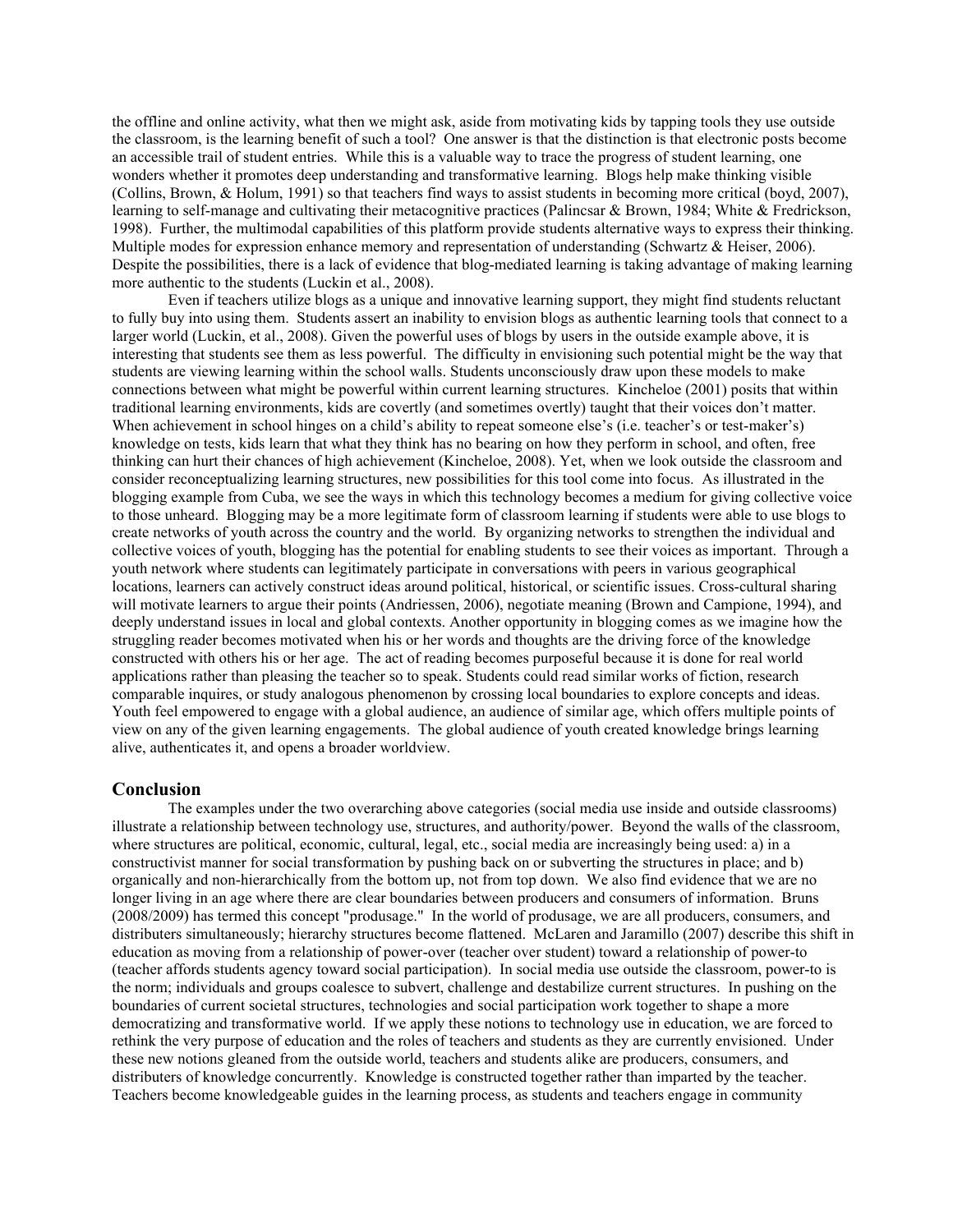the offline and online activity, what then we might ask, aside from motivating kids by tapping tools they use outside the classroom, is the learning benefit of such a tool? One answer is that the distinction is that electronic posts become an accessible trail of student entries. While this is a valuable way to trace the progress of student learning, one wonders whether it promotes deep understanding and transformative learning. Blogs help make thinking visible (Collins, Brown, & Holum, 1991) so that teachers find ways to assist students in becoming more critical (boyd, 2007), learning to self-manage and cultivating their metacognitive practices (Palincsar & Brown, 1984; White & Fredrickson, 1998). Further, the multimodal capabilities of this platform provide students alternative ways to express their thinking. Multiple modes for expression enhance memory and representation of understanding (Schwartz & Heiser, 2006). Despite the possibilities, there is a lack of evidence that blog-mediated learning is taking advantage of making learning more authentic to the students (Luckin et al., 2008).

Even if teachers utilize blogs as a unique and innovative learning support, they might find students reluctant to fully buy into using them. Students assert an inability to envision blogs as authentic learning tools that connect to a larger world (Luckin, et al., 2008). Given the powerful uses of blogs by users in the outside example above, it is interesting that students see them as less powerful. The difficulty in envisioning such potential might be the way that students are viewing learning within the school walls. Students unconsciously draw upon these models to make connections between what might be powerful within current learning structures. Kincheloe (2001) posits that within traditional learning environments, kids are covertly (and sometimes overtly) taught that their voices don't matter. When achievement in school hinges on a child's ability to repeat someone else's (i.e. teacher's or test-maker's) knowledge on tests, kids learn that what they think has no bearing on how they perform in school, and often, free thinking can hurt their chances of high achievement (Kincheloe, 2008). Yet, when we look outside the classroom and consider reconceptualizing learning structures, new possibilities for this tool come into focus. As illustrated in the blogging example from Cuba, we see the ways in which this technology becomes a medium for giving collective voice to those unheard. Blogging may be a more legitimate form of classroom learning if students were able to use blogs to create networks of youth across the country and the world. By organizing networks to strengthen the individual and collective voices of youth, blogging has the potential for enabling students to see their voices as important. Through a youth network where students can legitimately participate in conversations with peers in various geographical locations, learners can actively construct ideas around political, historical, or scientific issues. Cross-cultural sharing will motivate learners to argue their points (Andriessen, 2006), negotiate meaning (Brown and Campione, 1994), and deeply understand issues in local and global contexts. Another opportunity in blogging comes as we imagine how the struggling reader becomes motivated when his or her words and thoughts are the driving force of the knowledge constructed with others his or her age. The act of reading becomes purposeful because it is done for real world applications rather than pleasing the teacher so to speak. Students could read similar works of fiction, research comparable inquires, or study analogous phenomenon by crossing local boundaries to explore concepts and ideas. Youth feel empowered to engage with a global audience, an audience of similar age, which offers multiple points of view on any of the given learning engagements. The global audience of youth created knowledge brings learning alive, authenticates it, and opens a broader worldview.

## Conclusion

The examples under the two overarching above categories (social media use inside and outside classrooms) illustrate a relationship between technology use, structures, and authority/power. Beyond the walls of the classroom, where structures are political, economic, cultural, legal, etc., social media are increasingly being used: a) in a constructivist manner for social transformation by pushing back on or subverting the structures in place; and b) organically and non-hierarchically from the bottom up, not from top down. We also find evidence that we are no longer living in an age where there are clear boundaries between producers and consumers of information. Bruns (2008/2009) has termed this concept "produsage." In the world of produsage, we are all producers, consumers, and distributers simultaneously; hierarchy structures become flattened. McLaren and Jaramillo (2007) describe this shift in education as moving from a relationship of power-over (teacher over student) toward a relationship of power-to (teacher affords students agency toward social participation). In social media use outside the classroom, power-to is the norm; individuals and groups coalesce to subvert, challenge and destabilize current structures. In pushing on the boundaries of current societal structures, technologies and social participation work together to shape a more democratizing and transformative world. If we apply these notions to technology use in education, we are forced to rethink the very purpose of education and the roles of teachers and students as they are currently envisioned. Under these new notions gleaned from the outside world, teachers and students alike are producers, consumers, and distributers of knowledge concurrently. Knowledge is constructed together rather than imparted by the teacher. Teachers become knowledgeable guides in the learning process, as students and teachers engage in community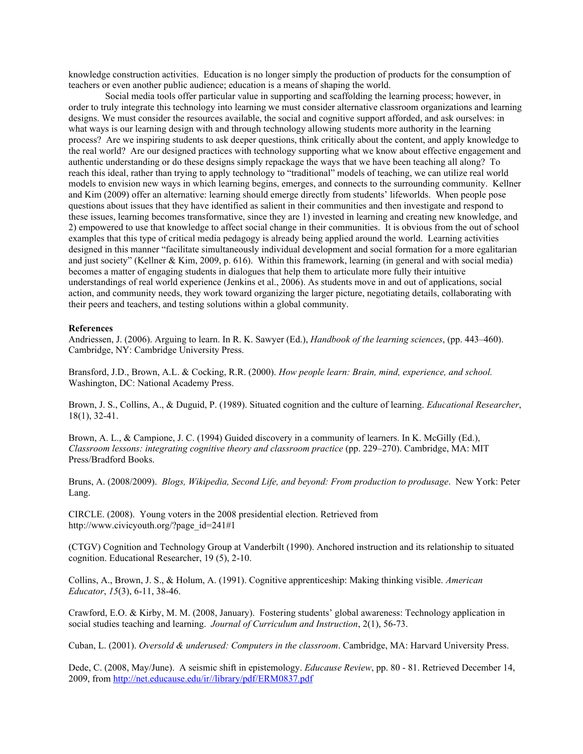knowledge construction activities. Education is no longer simply the production of products for the consumption of teachers or even another public audience; education is a means of shaping the world.

Social media tools offer particular value in supporting and scaffolding the learning process; however, in order to truly integrate this technology into learning we must consider alternative classroom organizations and learning designs. We must consider the resources available, the social and cognitive support afforded, and ask ourselves: in what ways is our learning design with and through technology allowing students more authority in the learning process? Are we inspiring students to ask deeper questions, think critically about the content, and apply knowledge to the real world? Are our designed practices with technology supporting what we know about effective engagement and authentic understanding or do these designs simply repackage the ways that we have been teaching all along? To reach this ideal, rather than trying to apply technology to "traditional" models of teaching, we can utilize real world models to envision new ways in which learning begins, emerges, and connects to the surrounding community. Kellner and Kim (2009) offer an alternative: learning should emerge directly from students' lifeworlds. When people pose questions about issues that they have identified as salient in their communities and then investigate and respond to these issues, learning becomes transformative, since they are 1) invested in learning and creating new knowledge, and 2) empowered to use that knowledge to affect social change in their communities. It is obvious from the out of school examples that this type of critical media pedagogy is already being applied around the world. Learning activities designed in this manner "facilitate simultaneously individual development and social formation for a more egalitarian and just society" (Kellner & Kim, 2009, p. 616). Within this framework, learning (in general and with social media) becomes a matter of engaging students in dialogues that help them to articulate more fully their intuitive understandings of real world experience (Jenkins et al., 2006). As students move in and out of applications, social action, and community needs, they work toward organizing the larger picture, negotiating details, collaborating with their peers and teachers, and testing solutions within a global community.

**References**

Andriessen, J. (2006). Arguing to learn. In R. K. Sawyer (Ed.), *Handbook of the learning sciences*, (pp. 443–460). Cambridge, NY: Cambridge University Press.

Bransford, J.D., Brown, A.L. & Cocking, R.R. (2000). *How people learn: Brain, mind, experience, and school.* Washington, DC: National Academy Press.

Brown, J. S., Collins, A., & Duguid, P. (1989). Situated cognition and the culture of learning. *Educational Researcher*, 18(1), 32-41.

Brown, A. L., & Campione, J. C. (1994) Guided discovery in a community of learners. In K. McGilly (Ed.), *Classroom lessons: integrating cognitive theory and classroom practice* (pp. 229–270). Cambridge, MA: MIT Press/Bradford Books.

Bruns, A. (2008/2009). *Blogs, Wikipedia, Second Life, and beyond: From production to produsage*. New York: Peter Lang.

CIRCLE. (2008). Young voters in the 2008 presidential election. Retrieved from http://www.civicyouth.org/?page_id=241#1

(CTGV) Cognition and Technology Group at Vanderbilt (1990). Anchored instruction and its relationship to situated cognition. Educational Researcher, 19 (5), 2-10.

Collins, A., Brown, J. S., & Holum, A. (1991). Cognitive apprenticeship: Making thinking visible. *American Educator*, *15*(3), 6-11, 38-46.

Crawford, E.O. & Kirby, M. M. (2008, January). Fostering students' global awareness: Technology application in social studies teaching and learning. *Journal of Curriculum and Instruction*, 2(1), 56-73.

Cuban, L. (2001). *Oversold & underused: Computers in the classroom*. Cambridge, MA: Harvard University Press.

Dede, C. (2008, May/June). A seismic shift in epistemology. *Educause Review*, pp. 80 - 81. Retrieved December 14, 2009, from http://net.educause.edu/ir//library/pdf/ERM0837.pdf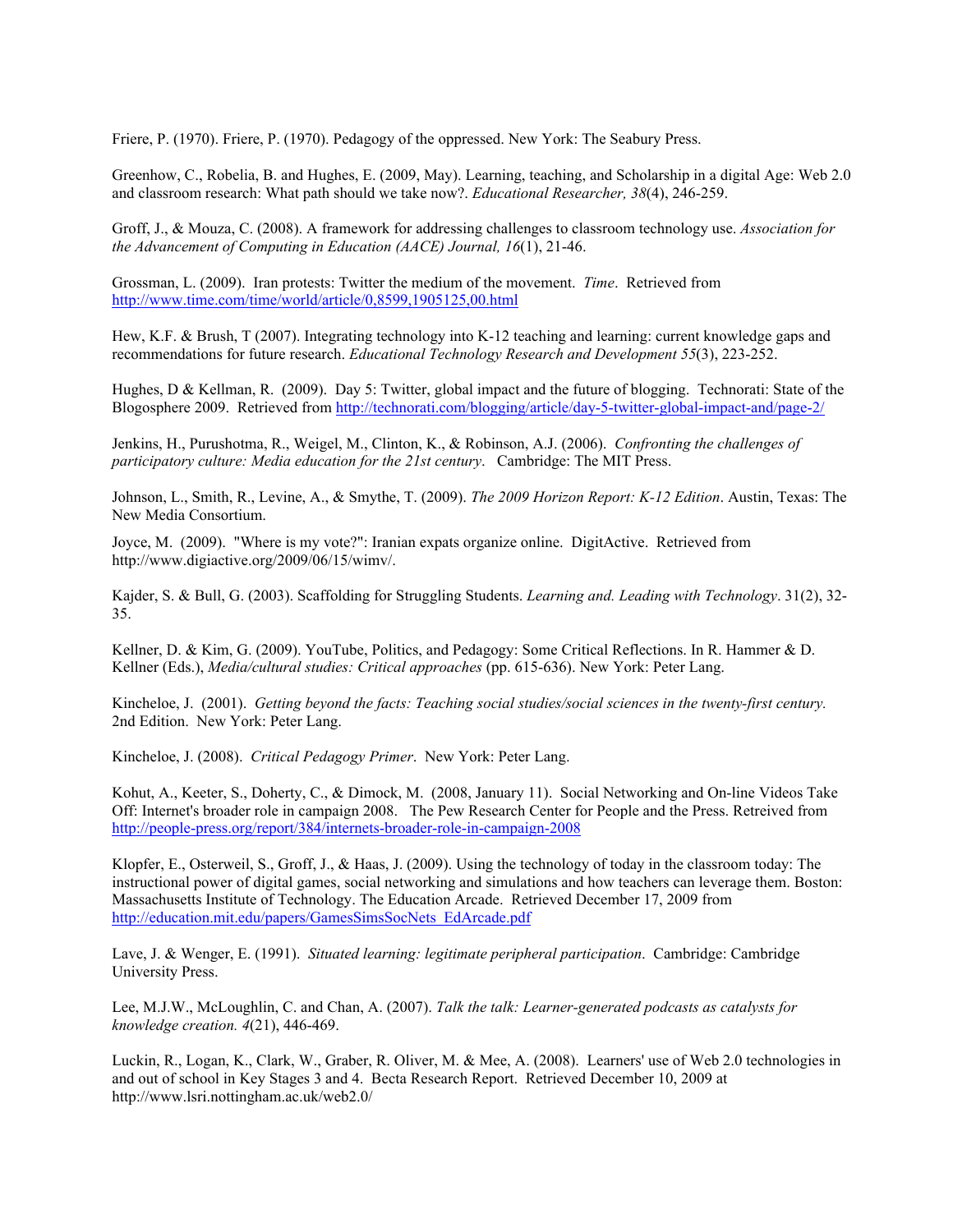Friere, P. (1970). Friere, P. (1970). Pedagogy of the oppressed. New York: The Seabury Press.

Greenhow, C., Robelia, B. and Hughes, E. (2009, May). Learning, teaching, and Scholarship in a digital Age: Web 2.0 and classroom research: What path should we take now?. *Educational Researcher, 38*(4), 246-259.

Groff, J., & Mouza, C. (2008). A framework for addressing challenges to classroom technology use. *Association for the Advancement of Computing in Education (AACE) Journal, 16*(1), 21-46.

Grossman, L. (2009). Iran protests: Twitter the medium of the movement. *Time*. Retrieved from http://www.time.com/time/world/article/0,8599,1905125,00.html

Hew, K.F. & Brush, T (2007). Integrating technology into K-12 teaching and learning: current knowledge gaps and recommendations for future research. *Educational Technology Research and Development 55*(3), 223-252.

Hughes, D & Kellman, R. (2009). Day 5: Twitter, global impact and the future of blogging. Technorati: State of the Blogosphere 2009. Retrieved from http://technorati.com/blogging/article/day-5-twitter-global-impact-and/page-2/

Jenkins, H., Purushotma, R., Weigel, M., Clinton, K., & Robinson, A.J. (2006). *Confronting the challenges of participatory culture: Media education for the 21st century*. Cambridge: The MIT Press.

Johnson, L., Smith, R., Levine, A., & Smythe, T. (2009). *The 2009 Horizon Report: K-12 Edition*. Austin, Texas: The New Media Consortium.

Joyce, M. (2009). "Where is my vote?": Iranian expats organize online. DigitActive. Retrieved from http://www.digiactive.org/2009/06/15/wimv/.

Kajder, S. & Bull, G. (2003). Scaffolding for Struggling Students. *Learning and. Leading with Technology*. 31(2), 32-35.

Kellner, D. & Kim, G. (2009). YouTube, Politics, and Pedagogy: Some Critical Reflections. In R. Hammer & D. Kellner (Eds.), *Media/cultural studies: Critical approaches* (pp. 615-636). New York: Peter Lang.

Kincheloe, J. (2001). *Getting beyond the facts: Teaching social studies/social sciences in the twenty-first century.* 2nd Edition. New York: Peter Lang.

Kincheloe, J. (2008). *Critical Pedagogy Primer*. New York: Peter Lang.

Kohut, A., Keeter, S., Doherty, C., & Dimock, M. (2008, January 11). Social Networking and On-line Videos Take Off: Internet's broader role in campaign 2008. The Pew Research Center for People and the Press. Retreived from http://people-press.org/report/384/internets-broader-role-in-campaign-2008

Klopfer, E., Osterweil, S., Groff, J., & Haas, J. (2009). Using the technology of today in the classroom today: The instructional power of digital games, social networking and simulations and how teachers can leverage them. Boston: Massachusetts Institute of Technology. The Education Arcade. Retrieved December 17, 2009 from http://education.mit.edu/papers/GamesSimsSocNets_EdArcade.pdf

Lave, J. & Wenger, E. (1991). *Situated learning: legitimate peripheral participation*. Cambridge: Cambridge University Press.

Lee, M.J.W., McLoughlin, C. and Chan, A. (2007). *Talk the talk: Learner-generated podcasts as catalysts for knowledge creation. 4*(21), 446-469.

Luckin, R., Logan, K., Clark, W., Graber, R. Oliver, M. & Mee, A. (2008). Learners' use of Web 2.0 technologies in and out of school in Key Stages 3 and 4. Becta Research Report. Retrieved December 10, 2009 at http://www.lsri.nottingham.ac.uk/web2.0/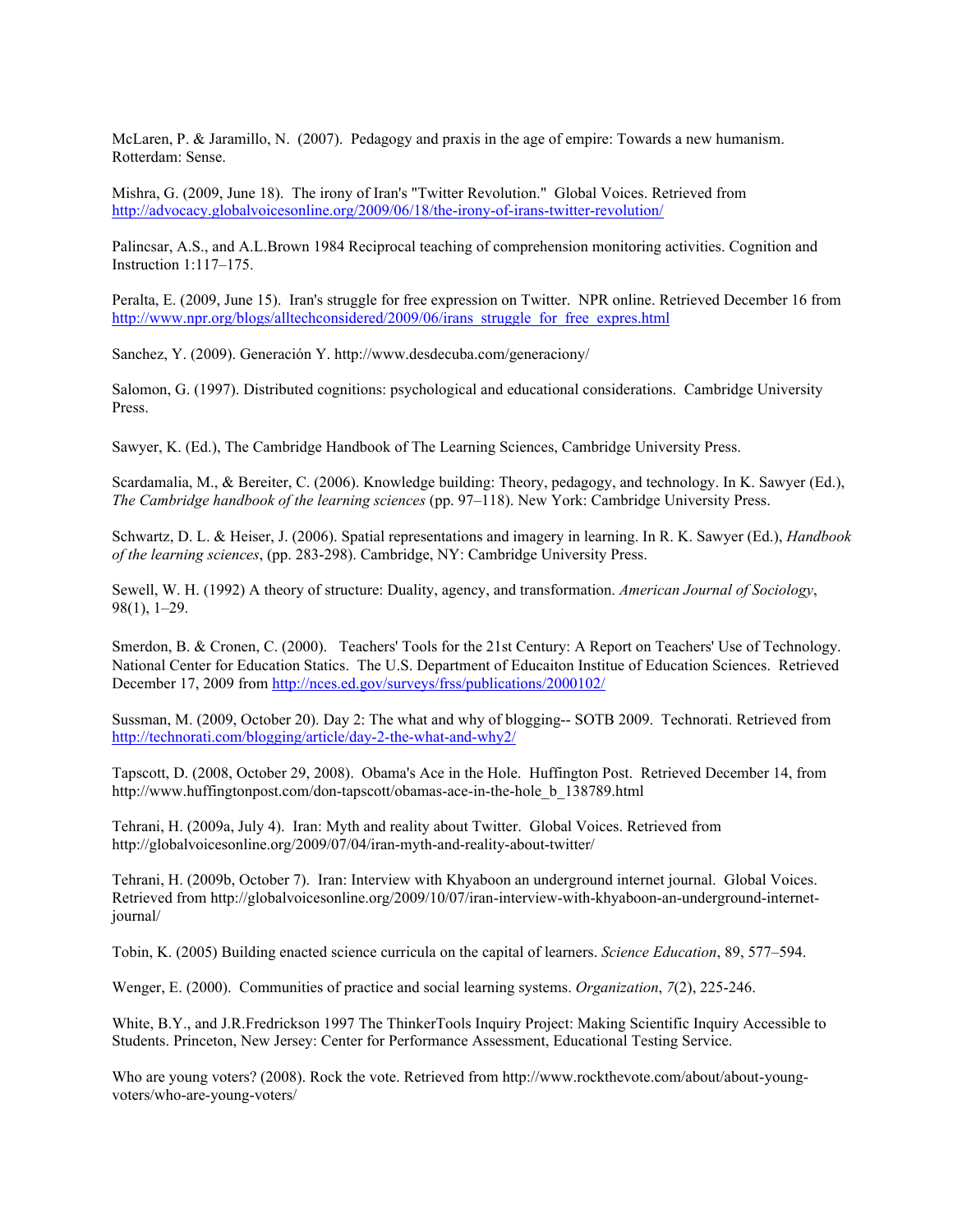McLaren, P. & Jaramillo, N. (2007). Pedagogy and praxis in the age of empire: Towards a new humanism. Rotterdam: Sense.

Mishra, G. (2009, June 18). The irony of Iran's "Twitter Revolution." Global Voices. Retrieved from http://advocacy.globalvoicesonline.org/2009/06/18/the-irony-of-irans-twitter-revolution/

Palincsar, A.S., and A.L.Brown 1984 Reciprocal teaching of comprehension monitoring activities. Cognition and Instruction 1:117–175.

Peralta, E. (2009, June 15). Iran's struggle for free expression on Twitter. NPR online. Retrieved December 16 from http://www.npr.org/blogs/alltechconsidered/2009/06/irans_struggle_for_free_expres.html

Sanchez, Y. (2009). Generación Y. http://www.desdecuba.com/generaciony/

Salomon, G. (1997). Distributed cognitions: psychological and educational considerations. Cambridge University Press.

Sawyer, K. (Ed.), The Cambridge Handbook of The Learning Sciences, Cambridge University Press.

Scardamalia, M., & Bereiter, C. (2006). Knowledge building: Theory, pedagogy, and technology. In K. Sawyer (Ed.), *The Cambridge handbook of the learning sciences* (pp. 97–118). New York: Cambridge University Press.

Schwartz, D. L. & Heiser, J. (2006). Spatial representations and imagery in learning. In R. K. Sawyer (Ed.), *Handbook of the learning sciences*, (pp. 283-298). Cambridge, NY: Cambridge University Press.

Sewell, W. H. (1992) A theory of structure: Duality, agency, and transformation. *American Journal of Sociology*, 98(1), 1–29.

Smerdon, B. & Cronen, C. (2000). Teachers' Tools for the 21st Century: A Report on Teachers' Use of Technology. National Center for Education Statics. The U.S. Department of Educaiton Institue of Education Sciences. Retrieved December 17, 2009 from http://nces.ed.gov/surveys/frss/publications/2000102/

Sussman, M. (2009, October 20). Day 2: The what and why of blogging-- SOTB 2009. Technorati. Retrieved from http://technorati.com/blogging/article/day-2-the-what-and-why2/

Tapscott, D. (2008, October 29, 2008). Obama's Ace in the Hole. Huffington Post. Retrieved December 14, from http://www.huffingtonpost.com/don-tapscott/obamas-ace-in-the-hole_b_138789.html

Tehrani, H. (2009a, July 4). Iran: Myth and reality about Twitter. Global Voices. Retrieved from http://globalvoicesonline.org/2009/07/04/iran-myth-and-reality-about-twitter/

Tehrani, H. (2009b, October 7). Iran: Interview with Khyaboon an underground internet journal. Global Voices. Retrieved from http://globalvoicesonline.org/2009/10/07/iran-interview-with-khyaboon-an-underground-internet-journal/

Tobin, K. (2005) Building enacted science curricula on the capital of learners. *Science Education*, 89, 577–594.

Wenger, E. (2000). Communities of practice and social learning systems. *Organization*, *7*(2), 225-246.

White, B.Y., and J.R.Fredrickson 1997 The ThinkerTools Inquiry Project: Making Scientific Inquiry Accessible to Students. Princeton, New Jersey: Center for Performance Assessment, Educational Testing Service.

Who are young voters? (2008). Rock the vote. Retrieved from http://www.rockthevote.com/about/about-young-voters/who-are-young-voters/